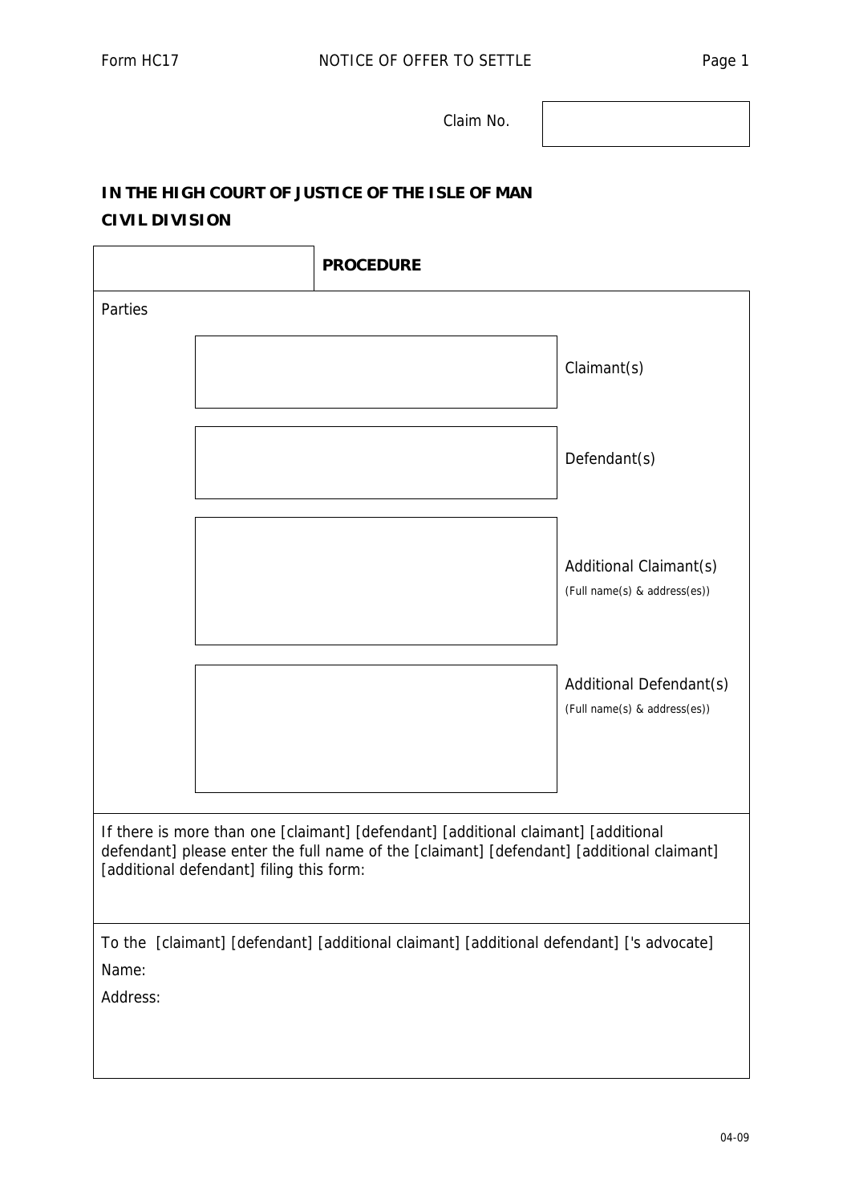Form HC17 NOTICE OF OFFER TO SETTLE

| Claim No. | |
|---|---|

**IN THE HIGH COURT OF JUSTICE OF THE ISLE OF MAN**

**CIVIL DIVISION**

| | **PROCEDURE** |
|---|---|

Parties

| | |
|---|---|
| | Claimant(s) |
| | Defendant(s) |
| | Additional Claimant(s) (Full name(s) & address(es)) |
| | Additional Defendant(s) (Full name(s) & address(es)) |

If there is more than one [claimant] [defendant] [additional claimant] [additional defendant] please enter the full name of the [claimant] [defendant] [additional claimant] [additional defendant] filing this form:

To the [claimant] [defendant] [additional claimant] [additional defendant] ['s advocate]

Name:

Address:

04-09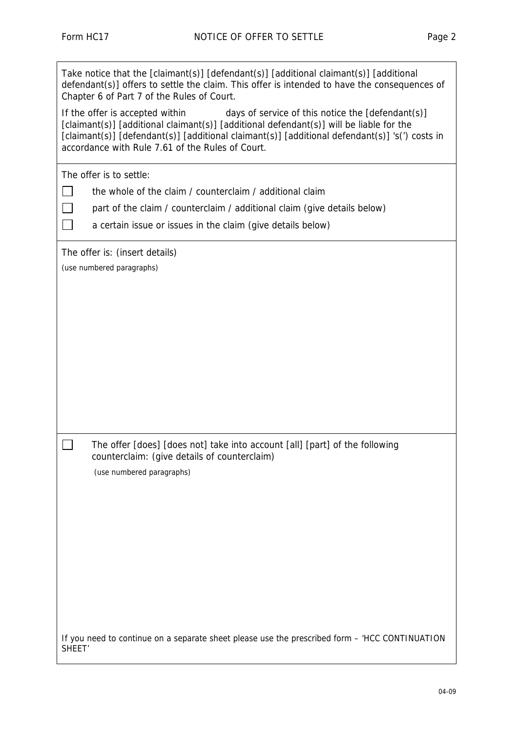Take notice that the [claimant(s)] [defendant(s)] [additional claimant(s)] [additional defendant(s)] offers to settle the claim. This offer is intended to have the consequences of Chapter 6 of Part 7 of the Rules of Court.

If the offer is accepted within days of service of this notice the [defendant(s)] [claimant(s)] [additional claimant(s)] [additional defendant(s)] will be liable for the [claimant(s)] [defendant(s)] [additional claimant(s)] [additional defendant(s)] 's(') costs in accordance with Rule 7.61 of the Rules of Court.

The offer is to settle:

- ☐ the whole of the claim / counterclaim / additional claim
- ☐ part of the claim / counterclaim / additional claim (give details below)
- ☐ a certain issue or issues in the claim (give details below)

The offer is: (insert details)

(use numbered paragraphs)

☐ The offer [does] [does not] take into account [all] [part] of the following counterclaim: (give details of counterclaim)

(use numbered paragraphs)

If you need to continue on a separate sheet please use the prescribed form – 'HCC CONTINUATION SHEET'

04-09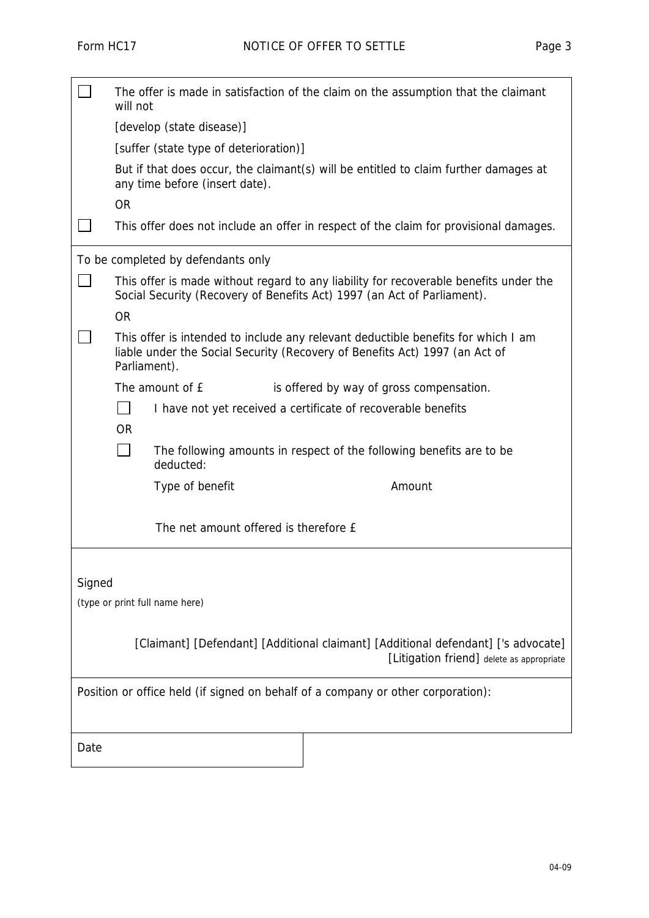- [ ] The offer is made in satisfaction of the claim on the assumption that the claimant will not

  [develop (state disease)]

  [suffer (state type of deterioration)]

  But if that does occur, the claimant(s) will be entitled to claim further damages at any time before (insert date).

  OR

- [ ] This offer does not include an offer in respect of the claim for provisional damages.

---

To be completed by defendants only

- [ ] This offer is made without regard to any liability for recoverable benefits under the Social Security (Recovery of Benefits Act) 1997 (an Act of Parliament).

  OR

- [ ] This offer is intended to include any relevant deductible benefits for which I am liable under the Social Security (Recovery of Benefits Act) 1997 (an Act of Parliament).

  The amount of £ is offered by way of gross compensation.

  - [ ] I have not yet received a certificate of recoverable benefits

    OR

  - [ ] The following amounts in respect of the following benefits are to be deducted:

    Type of benefit Amount

    The net amount offered is therefore £

---

Signed

(type or print full name here)

[Claimant] [Defendant] [Additional claimant] [Additional defendant] ['s advocate] [Litigation friend] delete as appropriate

---

Position or office held (if signed on behalf of a company or other corporation):

---

Date